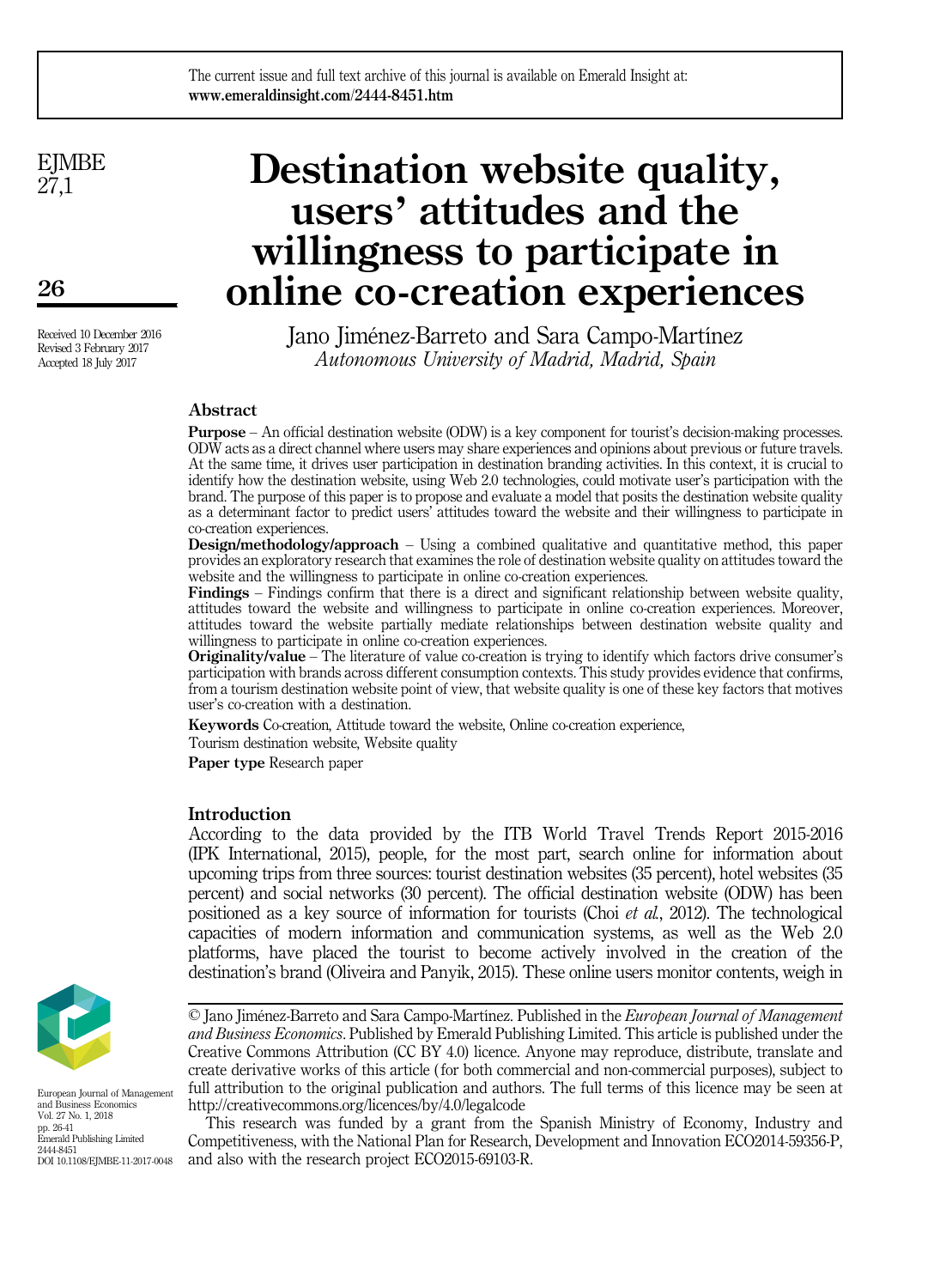# Destination website quality, users' attitudes and the willingness to participate in online co-creation experiences

Jano Jiménez-Barreto and Sara Campo-Martínez
*Autonomous University of Madrid, Madrid, Spain*

Received 10 December 2016
Revised 3 February 2017
Accepted 18 July 2017

## Abstract

**Purpose** – An official destination website (ODW) is a key component for tourist's decision-making processes. ODW acts as a direct channel where users may share experiences and opinions about previous or future travels. At the same time, it drives user participation in destination branding activities. In this context, it is crucial to identify how the destination website, using Web 2.0 technologies, could motivate user's participation with the brand. The purpose of this paper is to propose and evaluate a model that posits the destination website quality as a determinant factor to predict users' attitudes toward the website and their willingness to participate in co-creation experiences.

**Design/methodology/approach** – Using a combined qualitative and quantitative method, this paper provides an exploratory research that examines the role of destination website quality on attitudes toward the website and the willingness to participate in online co-creation experiences.

**Findings** – Findings confirm that there is a direct and significant relationship between website quality, attitudes toward the website and willingness to participate in online co-creation experiences. Moreover, attitudes toward the website partially mediate relationships between destination website quality and willingness to participate in online co-creation experiences.

**Originality/value** – The literature of value co-creation is trying to identify which factors drive consumer's participation with brands across different consumption contexts. This study provides evidence that confirms, from a tourism destination website point of view, that website quality is one of these key factors that motives user's co-creation with a destination.

**Keywords** Co-creation, Attitude toward the website, Online co-creation experience, Tourism destination website, Website quality

**Paper type** Research paper

## Introduction

According to the data provided by the ITB World Travel Trends Report 2015-2016 (IPK International, 2015), people, for the most part, search online for information about upcoming trips from three sources: tourist destination websites (35 percent), hotel websites (35 percent) and social networks (30 percent). The official destination website (ODW) has been positioned as a key source of information for tourists (Choi *et al.*, 2012). The technological capacities of modern information and communication systems, as well as the Web 2.0 platforms, have placed the tourist to become actively involved in the creation of the destination's brand (Oliveira and Panyik, 2015). These online users monitor contents, weigh in

© Jano Jiménez-Barreto and Sara Campo-Martínez. Published in the *European Journal of Management and Business Economics*. Published by Emerald Publishing Limited. This article is published under the Creative Commons Attribution (CC BY 4.0) licence. Anyone may reproduce, distribute, translate and create derivative works of this article (for both commercial and non-commercial purposes), subject to full attribution to the original publication and authors. The full terms of this licence may be seen at http://creativecommons.org/licences/by/4.0/legalcode

This research was funded by a grant from the Spanish Ministry of Economy, Industry and Competitiveness, with the National Plan for Research, Development and Innovation ECO2014-59356-P, and also with the research project ECO2015-69103-R.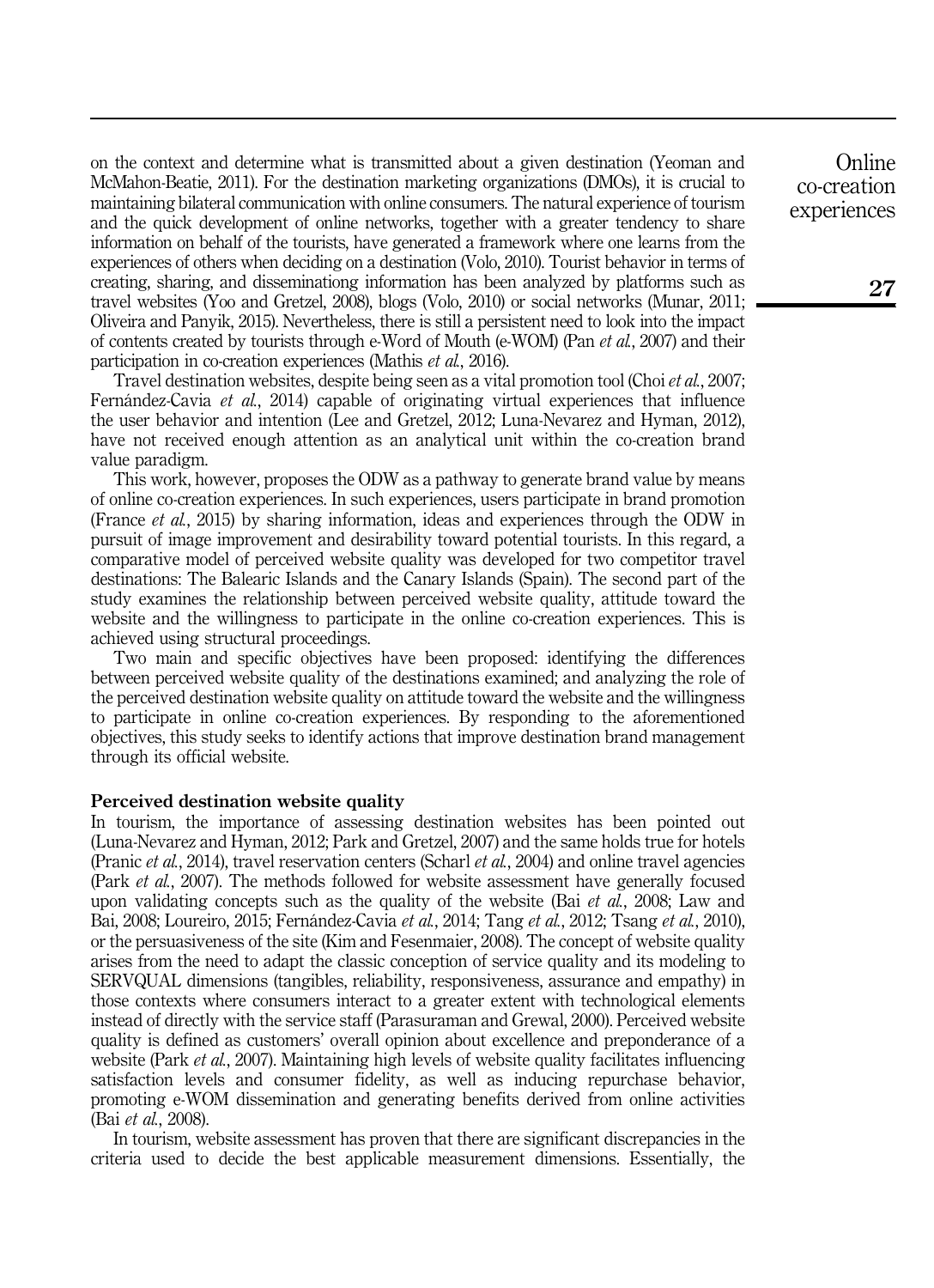on the context and determine what is transmitted about a given destination (Yeoman and McMahon-Beatie, 2011). For the destination marketing organizations (DMOs), it is crucial to maintaining bilateral communication with online consumers. The natural experience of tourism and the quick development of online networks, together with a greater tendency to share information on behalf of the tourists, have generated a framework where one learns from the experiences of others when deciding on a destination (Volo, 2010). Tourist behavior in terms of creating, sharing, and disseminationg information has been analyzed by platforms such as travel websites (Yoo and Gretzel, 2008), blogs (Volo, 2010) or social networks (Munar, 2011; Oliveira and Panyik, 2015). Nevertheless, there is still a persistent need to look into the impact of contents created by tourists through e-Word of Mouth (e-WOM) (Pan *et al.*, 2007) and their participation in co-creation experiences (Mathis *et al.*, 2016).

Travel destination websites, despite being seen as a vital promotion tool (Choi *et al.*, 2007; Fernández-Cavia *et al.*, 2014) capable of originating virtual experiences that influence the user behavior and intention (Lee and Gretzel, 2012; Luna-Nevarez and Hyman, 2012), have not received enough attention as an analytical unit within the co-creation brand value paradigm.

This work, however, proposes the ODW as a pathway to generate brand value by means of online co-creation experiences. In such experiences, users participate in brand promotion (France *et al.*, 2015) by sharing information, ideas and experiences through the ODW in pursuit of image improvement and desirability toward potential tourists. In this regard, a comparative model of perceived website quality was developed for two competitor travel destinations: The Balearic Islands and the Canary Islands (Spain). The second part of the study examines the relationship between perceived website quality, attitude toward the website and the willingness to participate in the online co-creation experiences. This is achieved using structural proceedings.

Two main and specific objectives have been proposed: identifying the differences between perceived website quality of the destinations examined; and analyzing the role of the perceived destination website quality on attitude toward the website and the willingness to participate in online co-creation experiences. By responding to the aforementioned objectives, this study seeks to identify actions that improve destination brand management through its official website.

## Perceived destination website quality

In tourism, the importance of assessing destination websites has been pointed out (Luna-Nevarez and Hyman, 2012; Park and Gretzel, 2007) and the same holds true for hotels (Pranic *et al.*, 2014), travel reservation centers (Scharl *et al.*, 2004) and online travel agencies (Park *et al.*, 2007). The methods followed for website assessment have generally focused upon validating concepts such as the quality of the website (Bai *et al.*, 2008; Law and Bai, 2008; Loureiro, 2015; Fernández-Cavia *et al.*, 2014; Tang *et al.*, 2012; Tsang *et al.*, 2010), or the persuasiveness of the site (Kim and Fesenmaier, 2008). The concept of website quality arises from the need to adapt the classic conception of service quality and its modeling to SERVQUAL dimensions (tangibles, reliability, responsiveness, assurance and empathy) in those contexts where consumers interact to a greater extent with technological elements instead of directly with the service staff (Parasuraman and Grewal, 2000). Perceived website quality is defined as customers' overall opinion about excellence and preponderance of a website (Park *et al.*, 2007). Maintaining high levels of website quality facilitates influencing satisfaction levels and consumer fidelity, as well as inducing repurchase behavior, promoting e-WOM dissemination and generating benefits derived from online activities (Bai *et al.*, 2008).

In tourism, website assessment has proven that there are significant discrepancies in the criteria used to decide the best applicable measurement dimensions. Essentially, the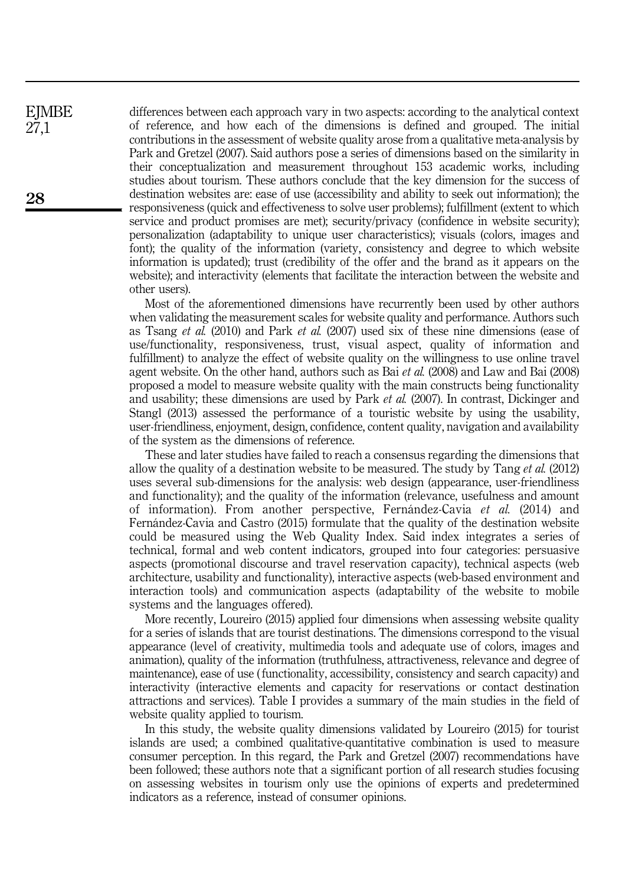differences between each approach vary in two aspects: according to the analytical context of reference, and how each of the dimensions is defined and grouped. The initial contributions in the assessment of website quality arose from a qualitative meta-analysis by Park and Gretzel (2007). Said authors pose a series of dimensions based on the similarity in their conceptualization and measurement throughout 153 academic works, including studies about tourism. These authors conclude that the key dimension for the success of destination websites are: ease of use (accessibility and ability to seek out information); the responsiveness (quick and effectiveness to solve user problems); fulfillment (extent to which service and product promises are met); security/privacy (confidence in website security); personalization (adaptability to unique user characteristics); visuals (colors, images and font); the quality of the information (variety, consistency and degree to which website information is updated); trust (credibility of the offer and the brand as it appears on the website); and interactivity (elements that facilitate the interaction between the website and other users).

Most of the aforementioned dimensions have recurrently been used by other authors when validating the measurement scales for website quality and performance. Authors such as Tsang *et al.* (2010) and Park *et al.* (2007) used six of these nine dimensions (ease of use/functionality, responsiveness, trust, visual aspect, quality of information and fulfillment) to analyze the effect of website quality on the willingness to use online travel agent website. On the other hand, authors such as Bai *et al.* (2008) and Law and Bai (2008) proposed a model to measure website quality with the main constructs being functionality and usability; these dimensions are used by Park *et al.* (2007). In contrast, Dickinger and Stangl (2013) assessed the performance of a touristic website by using the usability, user-friendliness, enjoyment, design, confidence, content quality, navigation and availability of the system as the dimensions of reference.

These and later studies have failed to reach a consensus regarding the dimensions that allow the quality of a destination website to be measured. The study by Tang *et al.* (2012) uses several sub-dimensions for the analysis: web design (appearance, user-friendliness and functionality); and the quality of the information (relevance, usefulness and amount of information). From another perspective, Fernández-Cavia *et al.* (2014) and Fernández-Cavia and Castro (2015) formulate that the quality of the destination website could be measured using the Web Quality Index. Said index integrates a series of technical, formal and web content indicators, grouped into four categories: persuasive aspects (promotional discourse and travel reservation capacity), technical aspects (web architecture, usability and functionality), interactive aspects (web-based environment and interaction tools) and communication aspects (adaptability of the website to mobile systems and the languages offered).

More recently, Loureiro (2015) applied four dimensions when assessing website quality for a series of islands that are tourist destinations. The dimensions correspond to the visual appearance (level of creativity, multimedia tools and adequate use of colors, images and animation), quality of the information (truthfulness, attractiveness, relevance and degree of maintenance), ease of use (functionality, accessibility, consistency and search capacity) and interactivity (interactive elements and capacity for reservations or contact destination attractions and services). Table I provides a summary of the main studies in the field of website quality applied to tourism.

In this study, the website quality dimensions validated by Loureiro (2015) for tourist islands are used; a combined qualitative-quantitative combination is used to measure consumer perception. In this regard, the Park and Gretzel (2007) recommendations have been followed; these authors note that a significant portion of all research studies focusing on assessing websites in tourism only use the opinions of experts and predetermined indicators as a reference, instead of consumer opinions.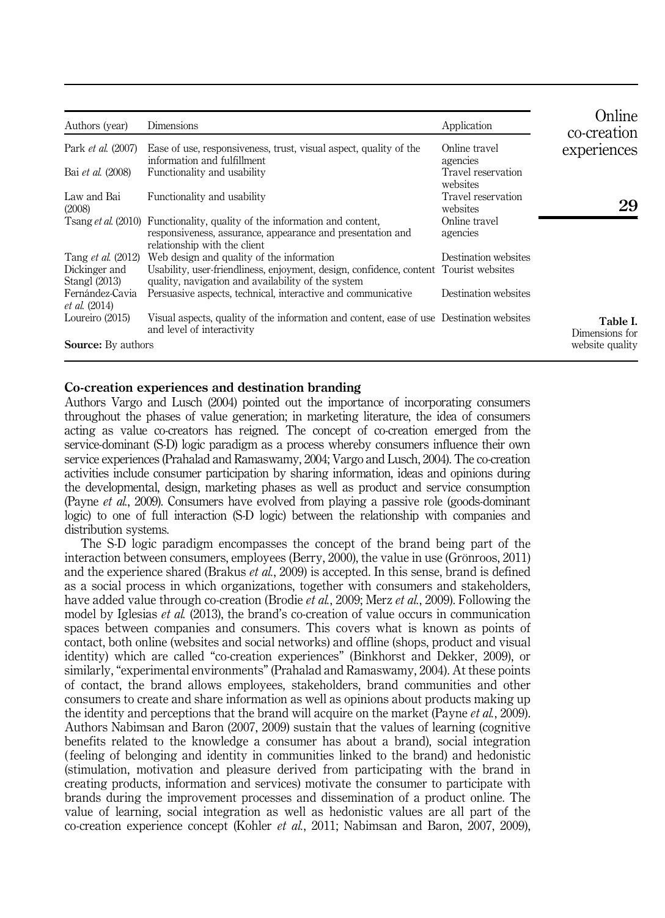| Authors (year) | Dimensions | Application |
|---|---|---|
| Park *et al.* (2007) | Ease of use, responsiveness, trust, visual aspect, quality of the information and fulfillment | Online travel agencies |
| Bai *et al.* (2008) | Functionality and usability | Travel reservation websites |
| Law and Bai (2008) | Functionality and usability | Travel reservation websites |
| Tsang *et al.* (2010) | Functionality, quality of the information and content, responsiveness, assurance, appearance and presentation and relationship with the client | Online travel agencies |
| Tang *et al.* (2012) | Web design and quality of the information | Destination websites |
| Dickinger and Stangl (2013) | Usability, user-friendliness, enjoyment, design, confidence, content quality, navigation and availability of the system | Tourist websites |
| Fernández-Cavia *et al.* (2014) | Persuasive aspects, technical, interactive and communicative | Destination websites |
| Loureiro (2015) | Visual aspects, quality of the information and content, ease of use and level of interactivity | Destination websites |

**Source:** By authors

**Table I.** Dimensions for website quality

## Co-creation experiences and destination branding

Authors Vargo and Lusch (2004) pointed out the importance of incorporating consumers throughout the phases of value generation; in marketing literature, the idea of consumers acting as value co-creators has reigned. The concept of co-creation emerged from the service-dominant (S-D) logic paradigm as a process whereby consumers influence their own service experiences (Prahalad and Ramaswamy, 2004; Vargo and Lusch, 2004). The co-creation activities include consumer participation by sharing information, ideas and opinions during the developmental, design, marketing phases as well as product and service consumption (Payne *et al.*, 2009). Consumers have evolved from playing a passive role (goods-dominant logic) to one of full interaction (S-D logic) between the relationship with companies and distribution systems.

The S-D logic paradigm encompasses the concept of the brand being part of the interaction between consumers, employees (Berry, 2000), the value in use (Grönroos, 2011) and the experience shared (Brakus *et al.*, 2009) is accepted. In this sense, brand is defined as a social process in which organizations, together with consumers and stakeholders, have added value through co-creation (Brodie *et al.*, 2009; Merz *et al.*, 2009). Following the model by Iglesias *et al.* (2013), the brand's co-creation of value occurs in communication spaces between companies and consumers. This covers what is known as points of contact, both online (websites and social networks) and offline (shops, product and visual identity) which are called "co-creation experiences" (Binkhorst and Dekker, 2009), or similarly, "experimental environments" (Prahalad and Ramaswamy, 2004). At these points of contact, the brand allows employees, stakeholders, brand communities and other consumers to create and share information as well as opinions about products making up the identity and perceptions that the brand will acquire on the market (Payne *et al.*, 2009). Authors Nabimsan and Baron (2007, 2009) sustain that the values of learning (cognitive benefits related to the knowledge a consumer has about a brand), social integration (feeling of belonging and identity in communities linked to the brand) and hedonistic (stimulation, motivation and pleasure derived from participating with the brand in creating products, information and services) motivate the consumer to participate with brands during the improvement processes and dissemination of a product online. The value of learning, social integration as well as hedonistic values are all part of the co-creation experience concept (Kohler *et al.*, 2011; Nabimsan and Baron, 2007, 2009),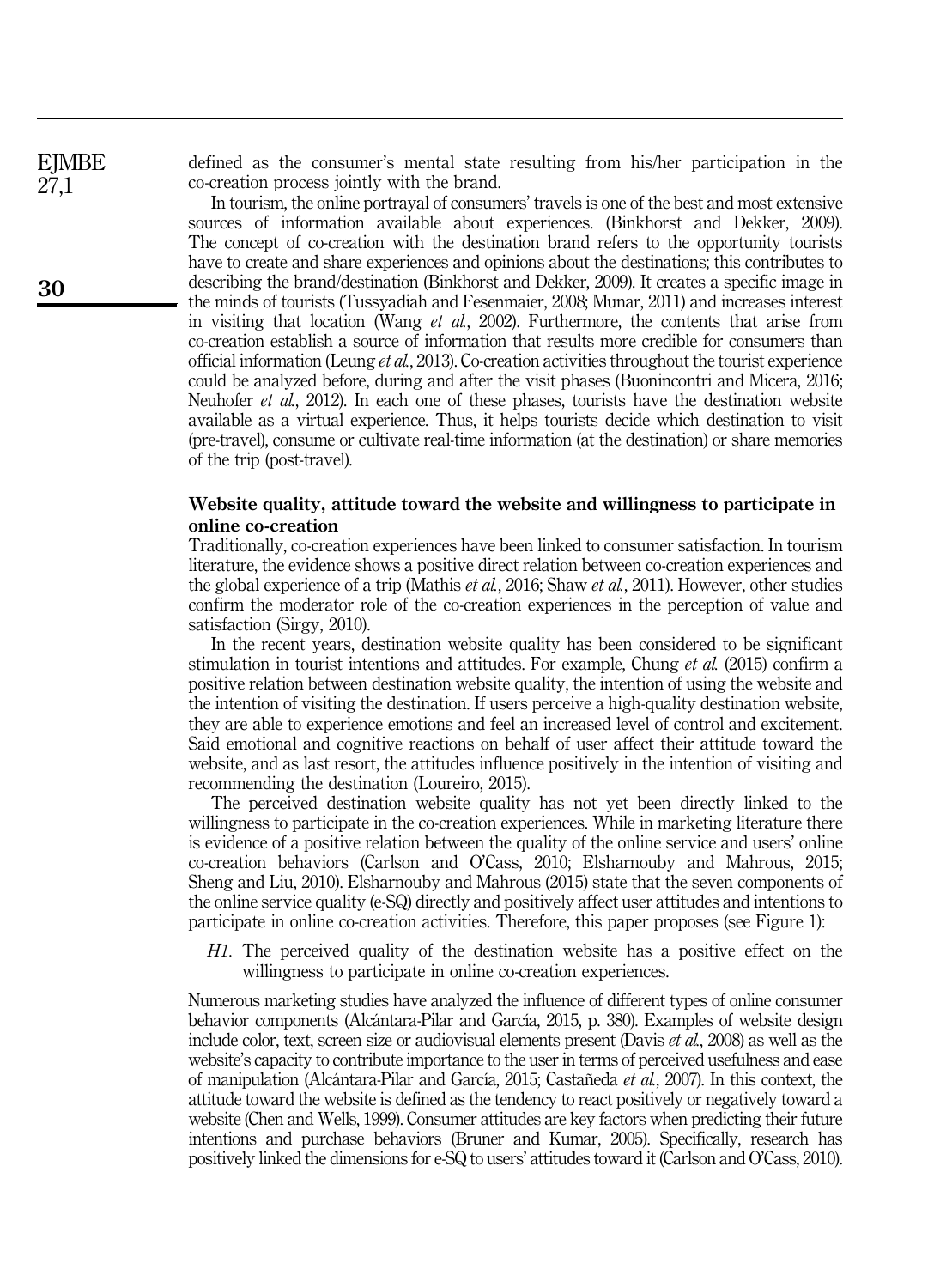defined as the consumer's mental state resulting from his/her participation in the co-creation process jointly with the brand.

In tourism, the online portrayal of consumers' travels is one of the best and most extensive sources of information available about experiences. (Binkhorst and Dekker, 2009). The concept of co-creation with the destination brand refers to the opportunity tourists have to create and share experiences and opinions about the destinations; this contributes to describing the brand/destination (Binkhorst and Dekker, 2009). It creates a specific image in the minds of tourists (Tussyadiah and Fesenmaier, 2008; Munar, 2011) and increases interest in visiting that location (Wang *et al.*, 2002). Furthermore, the contents that arise from co-creation establish a source of information that results more credible for consumers than official information (Leung *et al.*, 2013). Co-creation activities throughout the tourist experience could be analyzed before, during and after the visit phases (Buonincontri and Micera, 2016; Neuhofer *et al.*, 2012). In each one of these phases, tourists have the destination website available as a virtual experience. Thus, it helps tourists decide which destination to visit (pre-travel), consume or cultivate real-time information (at the destination) or share memories of the trip (post-travel).

## Website quality, attitude toward the website and willingness to participate in online co-creation

Traditionally, co-creation experiences have been linked to consumer satisfaction. In tourism literature, the evidence shows a positive direct relation between co-creation experiences and the global experience of a trip (Mathis *et al.*, 2016; Shaw *et al.*, 2011). However, other studies confirm the moderator role of the co-creation experiences in the perception of value and satisfaction (Sirgy, 2010).

In the recent years, destination website quality has been considered to be significant stimulation in tourist intentions and attitudes. For example, Chung *et al.* (2015) confirm a positive relation between destination website quality, the intention of using the website and the intention of visiting the destination. If users perceive a high-quality destination website, they are able to experience emotions and feel an increased level of control and excitement. Said emotional and cognitive reactions on behalf of user affect their attitude toward the website, and as last resort, the attitudes influence positively in the intention of visiting and recommending the destination (Loureiro, 2015).

The perceived destination website quality has not yet been directly linked to the willingness to participate in the co-creation experiences. While in marketing literature there is evidence of a positive relation between the quality of the online service and users' online co-creation behaviors (Carlson and O'Cass, 2010; Elsharnouby and Mahrous, 2015; Sheng and Liu, 2010). Elsharnouby and Mahrous (2015) state that the seven components of the online service quality (e-SQ) directly and positively affect user attitudes and intentions to participate in online co-creation activities. Therefore, this paper proposes (see Figure 1):

*H1.* The perceived quality of the destination website has a positive effect on the willingness to participate in online co-creation experiences.

Numerous marketing studies have analyzed the influence of different types of online consumer behavior components (Alcántara-Pilar and García, 2015, p. 380). Examples of website design include color, text, screen size or audiovisual elements present (Davis *et al.*, 2008) as well as the website's capacity to contribute importance to the user in terms of perceived usefulness and ease of manipulation (Alcántara-Pilar and García, 2015; Castañeda *et al.*, 2007). In this context, the attitude toward the website is defined as the tendency to react positively or negatively toward a website (Chen and Wells, 1999). Consumer attitudes are key factors when predicting their future intentions and purchase behaviors (Bruner and Kumar, 2005). Specifically, research has positively linked the dimensions for e-SQ to users' attitudes toward it (Carlson and O'Cass, 2010).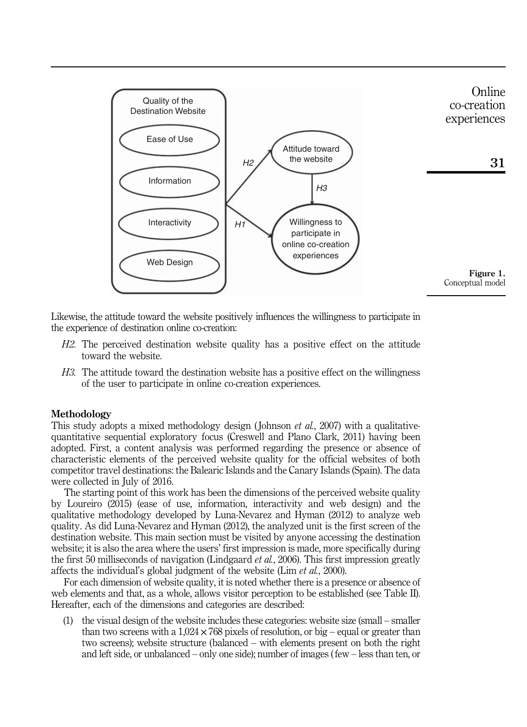Figure 1.
Conceptual model

Likewise, the attitude toward the website positively influences the willingness to participate in the experience of destination online co-creation:

*H2*. The perceived destination website quality has a positive effect on the attitude toward the website.

*H3*. The attitude toward the destination website has a positive effect on the willingness of the user to participate in online co-creation experiences.

## Methodology

This study adopts a mixed methodology design (Johnson *et al.*, 2007) with a qualitative-quantitative sequential exploratory focus (Creswell and Plano Clark, 2011) having been adopted. First, a content analysis was performed regarding the presence or absence of characteristic elements of the perceived website quality for the official websites of both competitor travel destinations: the Balearic Islands and the Canary Islands (Spain). The data were collected in July of 2016.

The starting point of this work has been the dimensions of the perceived website quality by Loureiro (2015) (ease of use, information, interactivity and web design) and the qualitative methodology developed by Luna-Nevarez and Hyman (2012) to analyze web quality. As did Luna-Nevarez and Hyman (2012), the analyzed unit is the first screen of the destination website. This main section must be visited by anyone accessing the destination website; it is also the area where the users' first impression is made, more specifically during the first 50 milliseconds of navigation (Lindgaard *et al.*, 2006). This first impression greatly affects the individual's global judgment of the website (Lim *et al.*, 2000).

For each dimension of website quality, it is noted whether there is a presence or absence of web elements and that, as a whole, allows visitor perception to be established (see Table II). Hereafter, each of the dimensions and categories are described:

(1) the visual design of the website includes these categories: website size (small – smaller than two screens with a $1{,}024 \times 768$ pixels of resolution, or big – equal or greater than two screens); website structure (balanced – with elements present on both the right and left side, or unbalanced – only one side); number of images (few – less than ten, or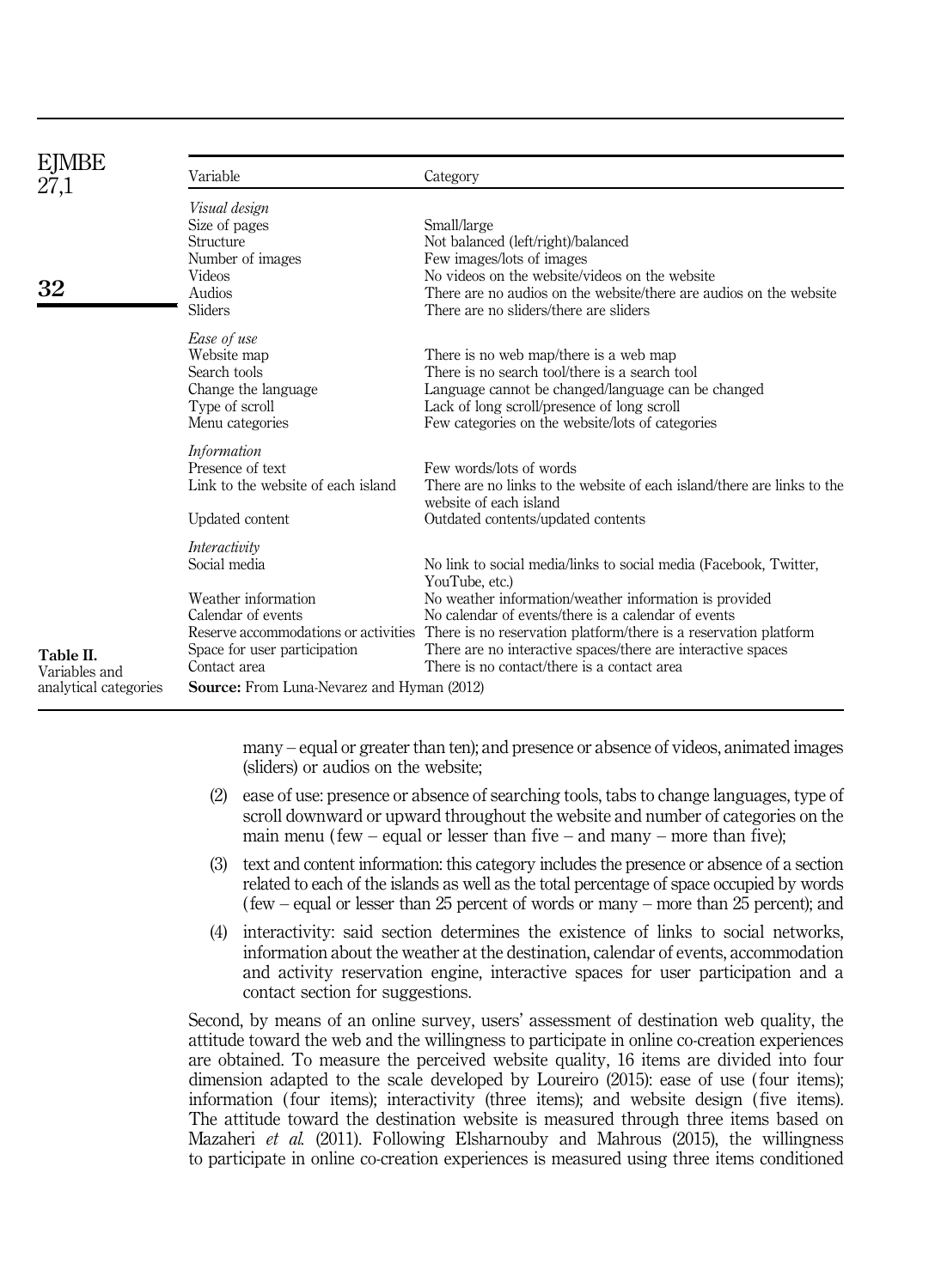**Table II.** Variables and analytical categories

| Variable | Category |
|---|---|
| *Visual design* | |
| Size of pages | Small/large |
| Structure | Not balanced (left/right)/balanced |
| Number of images | Few images/lots of images |
| Videos | No videos on the website/videos on the website |
| Audios | There are no audios on the website/there are audios on the website |
| Sliders | There are no sliders/there are sliders |
| *Ease of use* | |
| Website map | There is no web map/there is a web map |
| Search tools | There is no search tool/there is a search tool |
| Change the language | Language cannot be changed/language can be changed |
| Type of scroll | Lack of long scroll/presence of long scroll |
| Menu categories | Few categories on the website/lots of categories |
| *Information* | |
| Presence of text | Few words/lots of words |
| Link to the website of each island | There are no links to the website of each island/there are links to the website of each island |
| Updated content | Outdated contents/updated contents |
| *Interactivity* | |
| Social media | No link to social media/links to social media (Facebook, Twitter, YouTube, etc.) |
| Weather information | No weather information/weather information is provided |
| Calendar of events | No calendar of events/there is a calendar of events |
| Reserve accommodations or activities | There is no reservation platform/there is a reservation platform |
| Space for user participation | There are no interactive spaces/there are interactive spaces |
| Contact area | There is no contact/there is a contact area |

**Source:** From Luna-Nevarez and Hyman (2012)

many – equal or greater than ten); and presence or absence of videos, animated images (sliders) or audios on the website;

(2) ease of use: presence or absence of searching tools, tabs to change languages, type of scroll downward or upward throughout the website and number of categories on the main menu (few – equal or lesser than five – and many – more than five);

(3) text and content information: this category includes the presence or absence of a section related to each of the islands as well as the total percentage of space occupied by words (few – equal or lesser than 25 percent of words or many – more than 25 percent); and

(4) interactivity: said section determines the existence of links to social networks, information about the weather at the destination, calendar of events, accommodation and activity reservation engine, interactive spaces for user participation and a contact section for suggestions.

Second, by means of an online survey, users' assessment of destination web quality, the attitude toward the web and the willingness to participate in online co-creation experiences are obtained. To measure the perceived website quality, 16 items are divided into four dimension adapted to the scale developed by Loureiro (2015): ease of use (four items); information (four items); interactivity (three items); and website design (five items). The attitude toward the destination website is measured through three items based on Mazaheri *et al.* (2011). Following Elsharnouby and Mahrous (2015), the willingness to participate in online co-creation experiences is measured using three items conditioned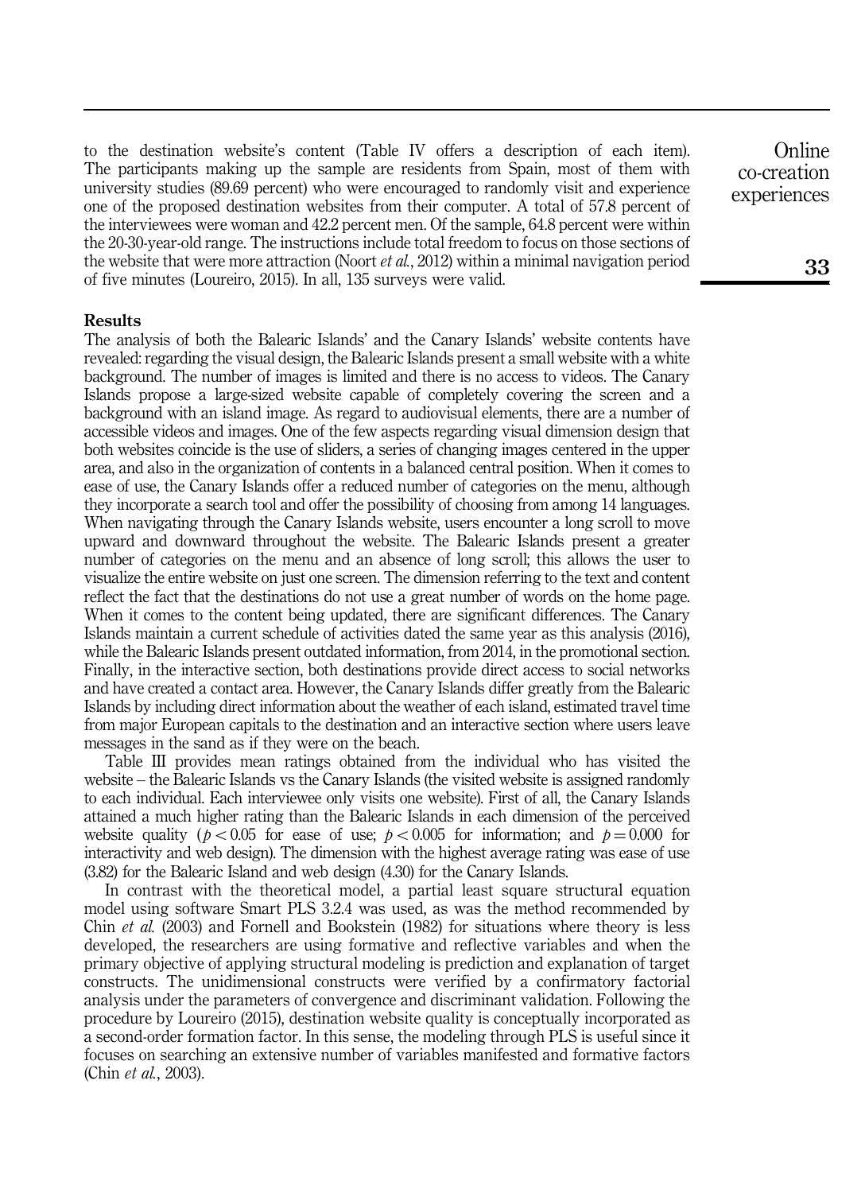to the destination website's content (Table IV offers a description of each item). The participants making up the sample are residents from Spain, most of them with university studies (89.69 percent) who were encouraged to randomly visit and experience one of the proposed destination websites from their computer. A total of 57.8 percent of the interviewees were woman and 42.2 percent men. Of the sample, 64.8 percent were within the 20-30-year-old range. The instructions include total freedom to focus on those sections of the website that were more attraction (Noort *et al.*, 2012) within a minimal navigation period of five minutes (Loureiro, 2015). In all, 135 surveys were valid.

## Results

The analysis of both the Balearic Islands' and the Canary Islands' website contents have revealed: regarding the visual design, the Balearic Islands present a small website with a white background. The number of images is limited and there is no access to videos. The Canary Islands propose a large-sized website capable of completely covering the screen and a background with an island image. As regard to audiovisual elements, there are a number of accessible videos and images. One of the few aspects regarding visual dimension design that both websites coincide is the use of sliders, a series of changing images centered in the upper area, and also in the organization of contents in a balanced central position. When it comes to ease of use, the Canary Islands offer a reduced number of categories on the menu, although they incorporate a search tool and offer the possibility of choosing from among 14 languages. When navigating through the Canary Islands website, users encounter a long scroll to move upward and downward throughout the website. The Balearic Islands present a greater number of categories on the menu and an absence of long scroll; this allows the user to visualize the entire website on just one screen. The dimension referring to the text and content reflect the fact that the destinations do not use a great number of words on the home page. When it comes to the content being updated, there are significant differences. The Canary Islands maintain a current schedule of activities dated the same year as this analysis (2016), while the Balearic Islands present outdated information, from 2014, in the promotional section. Finally, in the interactive section, both destinations provide direct access to social networks and have created a contact area. However, the Canary Islands differ greatly from the Balearic Islands by including direct information about the weather of each island, estimated travel time from major European capitals to the destination and an interactive section where users leave messages in the sand as if they were on the beach.

Table III provides mean ratings obtained from the individual who has visited the website – the Balearic Islands vs the Canary Islands (the visited website is assigned randomly to each individual. Each interviewee only visits one website). First of all, the Canary Islands attained a much higher rating than the Balearic Islands in each dimension of the perceived website quality ($p < 0.05$ for ease of use; $p < 0.005$ for information; and $p = 0.000$ for interactivity and web design). The dimension with the highest average rating was ease of use (3.82) for the Balearic Island and web design (4.30) for the Canary Islands.

In contrast with the theoretical model, a partial least square structural equation model using software Smart PLS 3.2.4 was used, as was the method recommended by Chin *et al.* (2003) and Fornell and Bookstein (1982) for situations where theory is less developed, the researchers are using formative and reflective variables and when the primary objective of applying structural modeling is prediction and explanation of target constructs. The unidimensional constructs were verified by a confirmatory factorial analysis under the parameters of convergence and discriminant validation. Following the procedure by Loureiro (2015), destination website quality is conceptually incorporated as a second-order formation factor. In this sense, the modeling through PLS is useful since it focuses on searching an extensive number of variables manifested and formative factors (Chin *et al.*, 2003).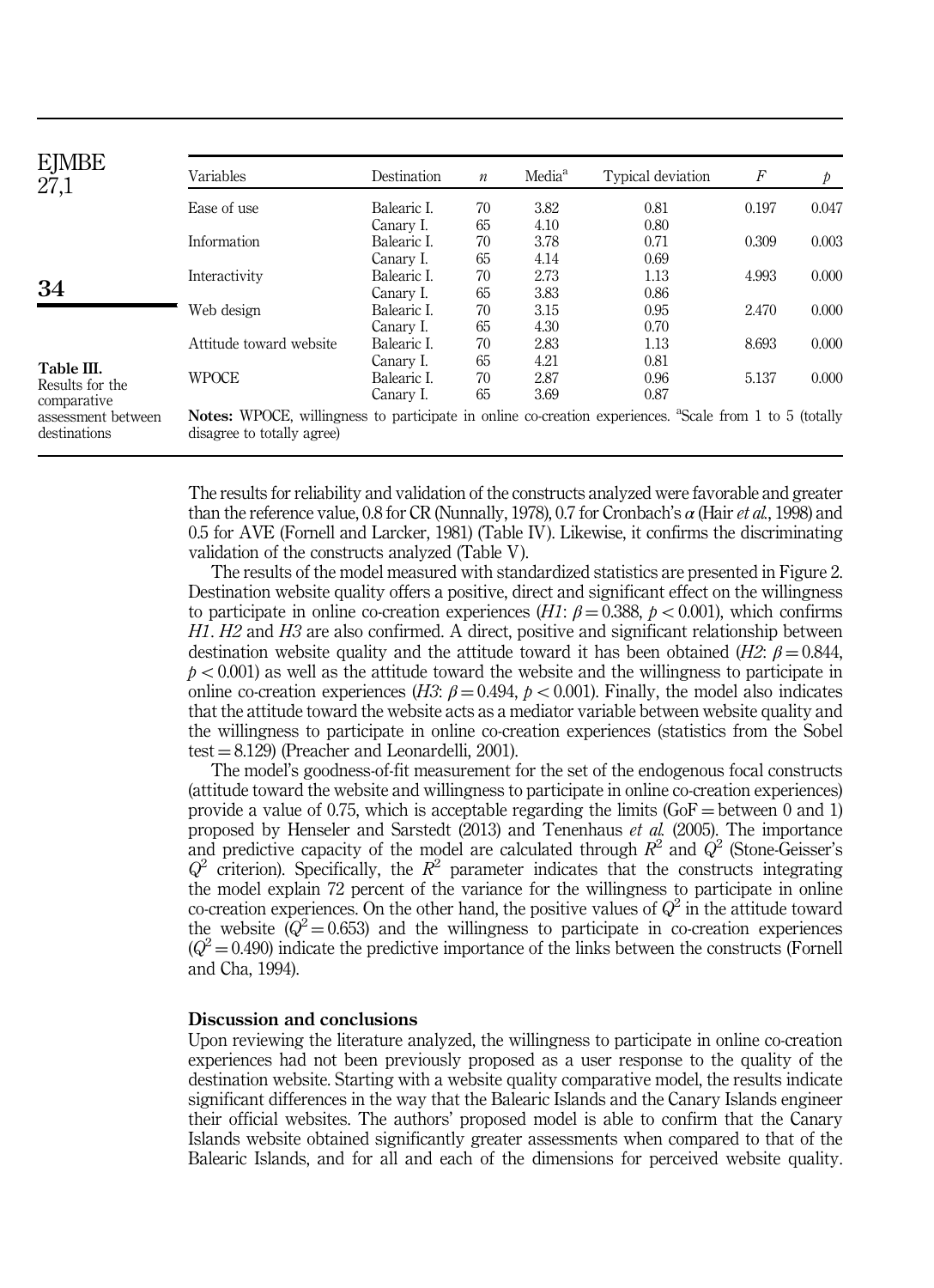**Table III.** Results for the comparative assessment between destinations

| Variables | Destination | $n$ | Media[a] | Typical deviation | $F$ | $p$ |
|---|---|---|---|---|---|---|
| Ease of use | Balearic I. | 70 | 3.82 | 0.81 | 0.197 | 0.047 |
| | Canary I. | 65 | 4.10 | 0.80 | | |
| Information | Balearic I. | 70 | 3.78 | 0.71 | 0.309 | 0.003 |
| | Canary I. | 65 | 4.14 | 0.69 | | |
| Interactivity | Balearic I. | 70 | 2.73 | 1.13 | 4.993 | 0.000 |
| | Canary I. | 65 | 3.83 | 0.86 | | |
| Web design | Balearic I. | 70 | 3.15 | 0.95 | 2.470 | 0.000 |
| | Canary I. | 65 | 4.30 | 0.70 | | |
| Attitude toward website | Balearic I. | 70 | 2.83 | 1.13 | 8.693 | 0.000 |
| | Canary I. | 65 | 4.21 | 0.81 | | |
| WPOCE | Balearic I. | 70 | 2.87 | 0.96 | 5.137 | 0.000 |
| | Canary I. | 65 | 3.69 | 0.87 | | |

**Notes:** WPOCE, willingness to participate in online co-creation experiences. [a]Scale from 1 to 5 (totally disagree to totally agree)

The results for reliability and validation of the constructs analyzed were favorable and greater than the reference value, 0.8 for CR (Nunnally, 1978), 0.7 for Cronbach's $\alpha$ (Hair *et al.*, 1998) and 0.5 for AVE (Fornell and Larcker, 1981) (Table IV). Likewise, it confirms the discriminating validation of the constructs analyzed (Table V).

The results of the model measured with standardized statistics are presented in Figure 2. Destination website quality offers a positive, direct and significant effect on the willingness to participate in online co-creation experiences (*H1*: $\beta = 0.388$, $p < 0.001$), which confirms *H1*. *H2* and *H3* are also confirmed. A direct, positive and significant relationship between destination website quality and the attitude toward it has been obtained (*H2*: $\beta = 0.844$, $p < 0.001$) as well as the attitude toward the website and the willingness to participate in online co-creation experiences (*H3*: $\beta = 0.494$, $p < 0.001$). Finally, the model also indicates that the attitude toward the website acts as a mediator variable between website quality and the willingness to participate in online co-creation experiences (statistics from the Sobel test = 8.129) (Preacher and Leonardelli, 2001).

The model's goodness-of-fit measurement for the set of the endogenous focal constructs (attitude toward the website and willingness to participate in online co-creation experiences) provide a value of 0.75, which is acceptable regarding the limits (GoF = between 0 and 1) proposed by Henseler and Sarstedt (2013) and Tenenhaus *et al.* (2005). The importance and predictive capacity of the model are calculated through $R^2$ and $Q^2$ (Stone-Geisser's $Q^2$ criterion). Specifically, the $R^2$ parameter indicates that the constructs integrating the model explain 72 percent of the variance for the willingness to participate in online co-creation experiences. On the other hand, the positive values of $Q^2$ in the attitude toward the website ($Q^2 = 0.653$) and the willingness to participate in co-creation experiences ($Q^2 = 0.490$) indicate the predictive importance of the links between the constructs (Fornell and Cha, 1994).

## Discussion and conclusions

Upon reviewing the literature analyzed, the willingness to participate in online co-creation experiences had not been previously proposed as a user response to the quality of the destination website. Starting with a website quality comparative model, the results indicate significant differences in the way that the Balearic Islands and the Canary Islands engineer their official websites. The authors' proposed model is able to confirm that the Canary Islands website obtained significantly greater assessments when compared to that of the Balearic Islands, and for all and each of the dimensions for perceived website quality.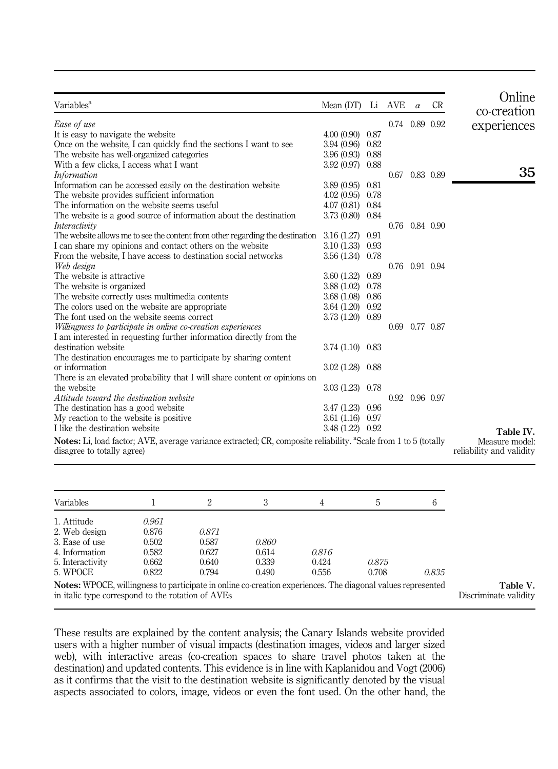| Variables[a] | Mean (DT) | Li | AVE | $\alpha$ | CR |
|---|---|---|---|---|---|
| *Ease of use* | | | 0.74 | 0.89 | 0.92 |
| It is easy to navigate the website | 4.00 (0.90) | 0.87 | | | |
| Once on the website, I can quickly find the sections I want to see | 3.94 (0.96) | 0.82 | | | |
| The website has well-organized categories | 3.96 (0.93) | 0.88 | | | |
| With a few clicks, I access what I want | 3.92 (0.97) | 0.88 | | | |
| *Information* | | | 0.67 | 0.83 | 0.89 |
| Information can be accessed easily on the destination website | 3.89 (0.95) | 0.81 | | | |
| The website provides sufficient information | 4.02 (0.95) | 0.78 | | | |
| The information on the website seems useful | 4.07 (0.81) | 0.84 | | | |
| The website is a good source of information about the destination | 3.73 (0.80) | 0.84 | | | |
| *Interactivity* | | | 0.76 | 0.84 | 0.90 |
| The website allows me to see the content from other regarding the destination | 3.16 (1.27) | 0.91 | | | |
| I can share my opinions and contact others on the website | 3.10 (1.33) | 0.93 | | | |
| From the website, I have access to destination social networks | 3.56 (1.34) | 0.78 | | | |
| *Web design* | | | 0.76 | 0.91 | 0.94 |
| The website is attractive | 3.60 (1.32) | 0.89 | | | |
| The website is organized | 3.88 (1.02) | 0.78 | | | |
| The website correctly uses multimedia contents | 3.68 (1.08) | 0.86 | | | |
| The colors used on the website are appropriate | 3.64 (1.20) | 0.92 | | | |
| The font used on the website seems correct | 3.73 (1.20) | 0.89 | | | |
| *Willingness to participate in online co-creation experiences* | | | 0.69 | 0.77 | 0.87 |
| I am interested in requesting further information directly from the destination website | 3.74 (1.10) | 0.83 | | | |
| The destination encourages me to participate by sharing content or information | 3.02 (1.28) | 0.88 | | | |
| There is an elevated probability that I will share content or opinions on the website | 3.03 (1.23) | 0.78 | | | |
| *Attitude toward the destination website* | | | 0.92 | 0.96 | 0.97 |
| The destination has a good website | 3.47 (1.23) | 0.96 | | | |
| My reaction to the website is positive | 3.61 (1.16) | 0.97 | | | |
| I like the destination website | 3.48 (1.22) | 0.92 | | | |

**Notes:** Li, load factor; AVE, average variance extracted; CR, composite reliability. [a]Scale from 1 to 5 (totally disagree to totally agree)

**Table IV.** Measure model: reliability and validity

| Variables | 1 | 2 | 3 | 4 | 5 | 6 |
|---|---|---|---|---|---|---|
| 1. Attitude | *0.961* | | | | | |
| 2. Web design | 0.876 | *0.871* | | | | |
| 3. Ease of use | 0.502 | 0.587 | *0.860* | | | |
| 4. Information | 0.582 | 0.627 | 0.614 | *0.816* | | |
| 5. Interactivity | 0.662 | 0.640 | 0.339 | 0.424 | *0.875* | |
| 5. WPOCE | 0.822 | 0.794 | 0.490 | 0.556 | 0.708 | *0.835* |

**Notes:** WPOCE, willingness to participate in online co-creation experiences. The diagonal values represented in italic type correspond to the rotation of AVEs

**Table V.** Discriminate validity

These results are explained by the content analysis; the Canary Islands website provided users with a higher number of visual impacts (destination images, videos and larger sized web), with interactive areas (co-creation spaces to share travel photos taken at the destination) and updated contents. This evidence is in line with Kaplanidou and Vogt (2006) as it confirms that the visit to the destination website is significantly denoted by the visual aspects associated to colors, image, videos or even the font used. On the other hand, the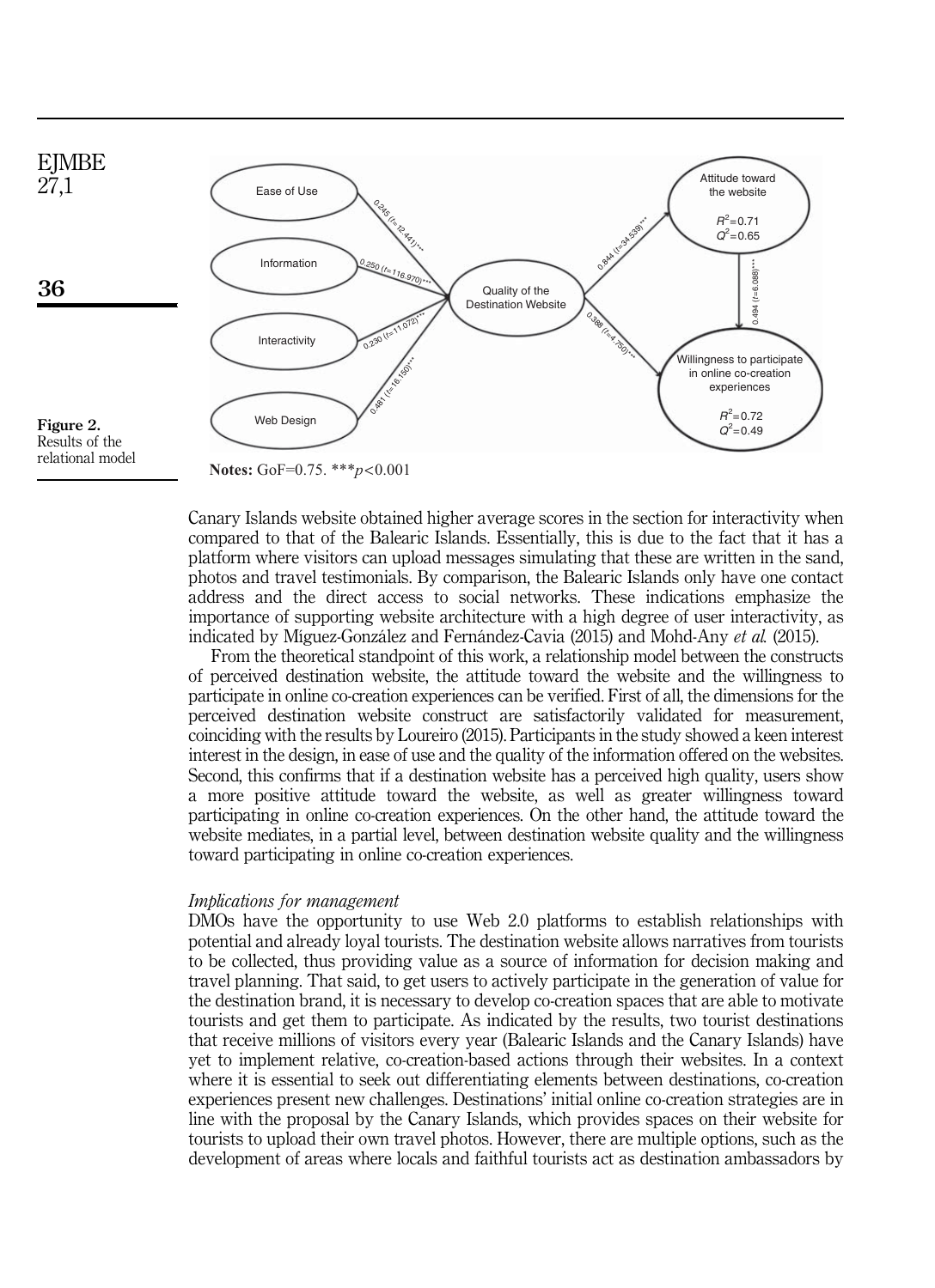**Figure 2.** Results of the relational model

**Notes:** GoF=0.75. ***$p<0.001$

Canary Islands website obtained higher average scores in the section for interactivity when compared to that of the Balearic Islands. Essentially, this is due to the fact that it has a platform where visitors can upload messages simulating that these are written in the sand, photos and travel testimonials. By comparison, the Balearic Islands only have one contact address and the direct access to social networks. These indications emphasize the importance of supporting website architecture with a high degree of user interactivity, as indicated by Míguez-González and Fernández-Cavia (2015) and Mohd-Any *et al.* (2015).

From the theoretical standpoint of this work, a relationship model between the constructs of perceived destination website, the attitude toward the website and the willingness to participate in online co-creation experiences can be verified. First of all, the dimensions for the perceived destination website construct are satisfactorily validated for measurement, coinciding with the results by Loureiro (2015). Participants in the study showed a keen interest interest in the design, in ease of use and the quality of the information offered on the websites. Second, this confirms that if a destination website has a perceived high quality, users show a more positive attitude toward the website, as well as greater willingness toward participating in online co-creation experiences. On the other hand, the attitude toward the website mediates, in a partial level, between destination website quality and the willingness toward participating in online co-creation experiences.

### *Implications for management*

DMOs have the opportunity to use Web 2.0 platforms to establish relationships with potential and already loyal tourists. The destination website allows narratives from tourists to be collected, thus providing value as a source of information for decision making and travel planning. That said, to get users to actively participate in the generation of value for the destination brand, it is necessary to develop co-creation spaces that are able to motivate tourists and get them to participate. As indicated by the results, two tourist destinations that receive millions of visitors every year (Balearic Islands and the Canary Islands) have yet to implement relative, co-creation-based actions through their websites. In a context where it is essential to seek out differentiating elements between destinations, co-creation experiences present new challenges. Destinations' initial online co-creation strategies are in line with the proposal by the Canary Islands, which provides spaces on their website for tourists to upload their own travel photos. However, there are multiple options, such as the development of areas where locals and faithful tourists act as destination ambassadors by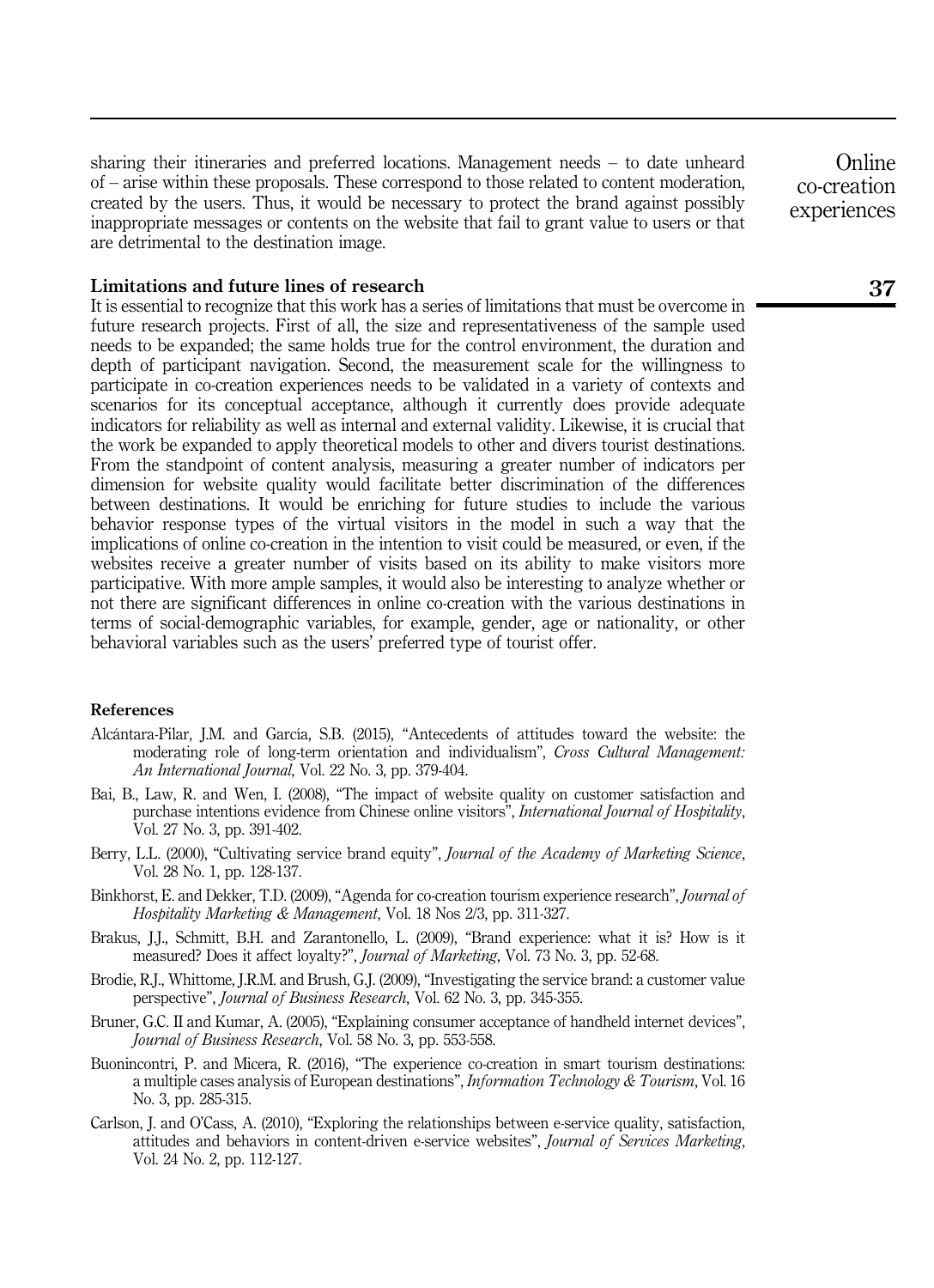sharing their itineraries and preferred locations. Management needs – to date unheard of – arise within these proposals. These correspond to those related to content moderation, created by the users. Thus, it would be necessary to protect the brand against possibly inappropriate messages or contents on the website that fail to grant value to users or that are detrimental to the destination image.

## Limitations and future lines of research

It is essential to recognize that this work has a series of limitations that must be overcome in future research projects. First of all, the size and representativeness of the sample used needs to be expanded; the same holds true for the control environment, the duration and depth of participant navigation. Second, the measurement scale for the willingness to participate in co-creation experiences needs to be validated in a variety of contexts and scenarios for its conceptual acceptance, although it currently does provide adequate indicators for reliability as well as internal and external validity. Likewise, it is crucial that the work be expanded to apply theoretical models to other and divers tourist destinations. From the standpoint of content analysis, measuring a greater number of indicators per dimension for website quality would facilitate better discrimination of the differences between destinations. It would be enriching for future studies to include the various behavior response types of the virtual visitors in the model in such a way that the implications of online co-creation in the intention to visit could be measured, or even, if the websites receive a greater number of visits based on its ability to make visitors more participative. With more ample samples, it would also be interesting to analyze whether or not there are significant differences in online co-creation with the various destinations in terms of social-demographic variables, for example, gender, age or nationality, or other behavioral variables such as the users' preferred type of tourist offer.

## References

Alcántara-Pilar, J.M. and García, S.B. (2015), "Antecedents of attitudes toward the website: the moderating role of long-term orientation and individualism", *Cross Cultural Management: An International Journal*, Vol. 22 No. 3, pp. 379-404.

Bai, B., Law, R. and Wen, I. (2008), "The impact of website quality on customer satisfaction and purchase intentions evidence from Chinese online visitors", *International Journal of Hospitality*, Vol. 27 No. 3, pp. 391-402.

Berry, L.L. (2000), "Cultivating service brand equity", *Journal of the Academy of Marketing Science*, Vol. 28 No. 1, pp. 128-137.

Binkhorst, E. and Dekker, T.D. (2009), "Agenda for co-creation tourism experience research", *Journal of Hospitality Marketing & Management*, Vol. 18 Nos 2/3, pp. 311-327.

Brakus, J.J., Schmitt, B.H. and Zarantonello, L. (2009), "Brand experience: what it is? How is it measured? Does it affect loyalty?", *Journal of Marketing*, Vol. 73 No. 3, pp. 52-68.

Brodie, R.J., Whittome, J.R.M. and Brush, G.J. (2009), "Investigating the service brand: a customer value perspective", *Journal of Business Research*, Vol. 62 No. 3, pp. 345-355.

Bruner, G.C. II and Kumar, A. (2005), "Explaining consumer acceptance of handheld internet devices", *Journal of Business Research*, Vol. 58 No. 3, pp. 553-558.

Buonincontri, P. and Micera, R. (2016), "The experience co-creation in smart tourism destinations: a multiple cases analysis of European destinations", *Information Technology & Tourism*, Vol. 16 No. 3, pp. 285-315.

Carlson, J. and O'Cass, A. (2010), "Exploring the relationships between e-service quality, satisfaction, attitudes and behaviors in content-driven e-service websites", *Journal of Services Marketing*, Vol. 24 No. 2, pp. 112-127.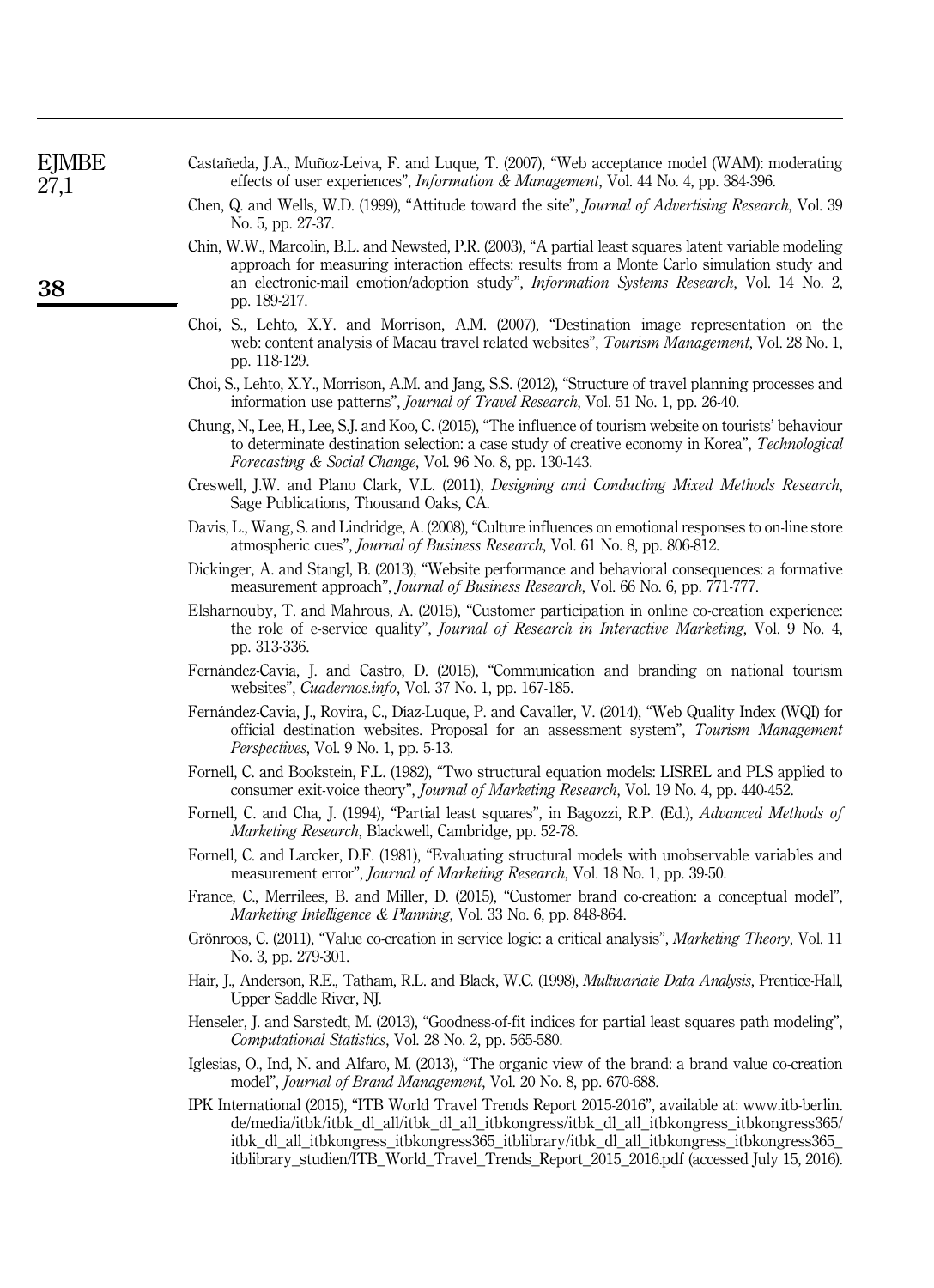Castañeda, J.A., Muñoz-Leiva, F. and Luque, T. (2007), "Web acceptance model (WAM): moderating effects of user experiences", *Information & Management*, Vol. 44 No. 4, pp. 384-396.

Chen, Q. and Wells, W.D. (1999), "Attitude toward the site", *Journal of Advertising Research*, Vol. 39 No. 5, pp. 27-37.

Chin, W.W., Marcolin, B.L. and Newsted, P.R. (2003), "A partial least squares latent variable modeling approach for measuring interaction effects: results from a Monte Carlo simulation study and an electronic-mail emotion/adoption study", *Information Systems Research*, Vol. 14 No. 2, pp. 189-217.

Choi, S., Lehto, X.Y. and Morrison, A.M. (2007), "Destination image representation on the web: content analysis of Macau travel related websites", *Tourism Management*, Vol. 28 No. 1, pp. 118-129.

Choi, S., Lehto, X.Y., Morrison, A.M. and Jang, S.S. (2012), "Structure of travel planning processes and information use patterns", *Journal of Travel Research*, Vol. 51 No. 1, pp. 26-40.

Chung, N., Lee, H., Lee, S.J. and Koo, C. (2015), "The influence of tourism website on tourists' behaviour to determinate destination selection: a case study of creative economy in Korea", *Technological Forecasting & Social Change*, Vol. 96 No. 8, pp. 130-143.

Creswell, J.W. and Plano Clark, V.L. (2011), *Designing and Conducting Mixed Methods Research*, Sage Publications, Thousand Oaks, CA.

Davis, L., Wang, S. and Lindridge, A. (2008), "Culture influences on emotional responses to on-line store atmospheric cues", *Journal of Business Research*, Vol. 61 No. 8, pp. 806-812.

Dickinger, A. and Stangl, B. (2013), "Website performance and behavioral consequences: a formative measurement approach", *Journal of Business Research*, Vol. 66 No. 6, pp. 771-777.

Elsharnouby, T. and Mahrous, A. (2015), "Customer participation in online co-creation experience: the role of e-service quality", *Journal of Research in Interactive Marketing*, Vol. 9 No. 4, pp. 313-336.

Fernández-Cavia, J. and Castro, D. (2015), "Communication and branding on national tourism websites", *Cuadernos.info*, Vol. 37 No. 1, pp. 167-185.

Fernández-Cavia, J., Rovira, C., Díaz-Luque, P. and Cavaller, V. (2014), "Web Quality Index (WQI) for official destination websites. Proposal for an assessment system", *Tourism Management Perspectives*, Vol. 9 No. 1, pp. 5-13.

Fornell, C. and Bookstein, F.L. (1982), "Two structural equation models: LISREL and PLS applied to consumer exit-voice theory", *Journal of Marketing Research*, Vol. 19 No. 4, pp. 440-452.

Fornell, C. and Cha, J. (1994), "Partial least squares", in Bagozzi, R.P. (Ed.), *Advanced Methods of Marketing Research*, Blackwell, Cambridge, pp. 52-78.

Fornell, C. and Larcker, D.F. (1981), "Evaluating structural models with unobservable variables and measurement error", *Journal of Marketing Research*, Vol. 18 No. 1, pp. 39-50.

France, C., Merrilees, B. and Miller, D. (2015), "Customer brand co-creation: a conceptual model", *Marketing Intelligence & Planning*, Vol. 33 No. 6, pp. 848-864.

Grönroos, C. (2011), "Value co-creation in service logic: a critical analysis", *Marketing Theory*, Vol. 11 No. 3, pp. 279-301.

Hair, J., Anderson, R.E., Tatham, R.L. and Black, W.C. (1998), *Multivariate Data Analysis*, Prentice-Hall, Upper Saddle River, NJ.

Henseler, J. and Sarstedt, M. (2013), "Goodness-of-fit indices for partial least squares path modeling", *Computational Statistics*, Vol. 28 No. 2, pp. 565-580.

Iglesias, O., Ind, N. and Alfaro, M. (2013), "The organic view of the brand: a brand value co-creation model", *Journal of Brand Management*, Vol. 20 No. 8, pp. 670-688.

IPK International (2015), "ITB World Travel Trends Report 2015-2016", available at: www.itb-berlin.de/media/itbk/itbk_dl_all/itbk_dl_all_itbkongress/itbk_dl_all_itbkongress_itbkongress365/itbk_dl_all_itbkongress_itbkongress365_itblibrary/itbk_dl_all_itbkongress_itbkongress365_itblibrary_studien/ITB_World_Travel_Trends_Report_2015_2016.pdf (accessed July 15, 2016).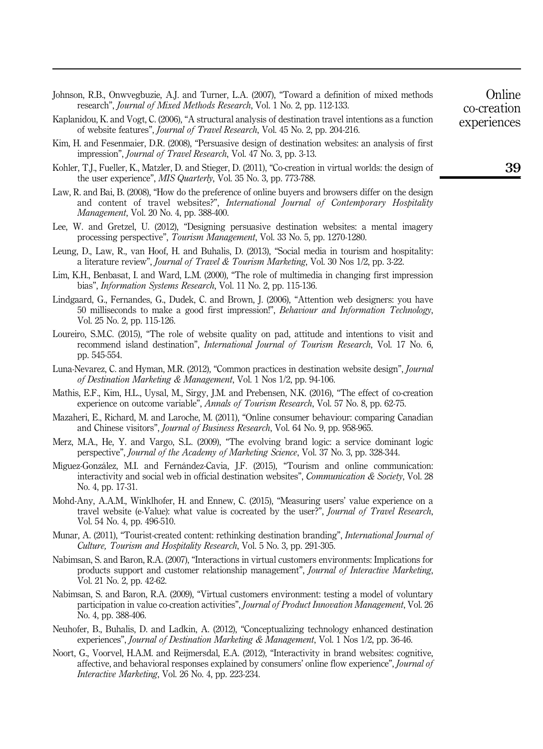Johnson, R.B., Onwvegbuzie, A.J. and Turner, L.A. (2007), "Toward a definition of mixed methods research", *Journal of Mixed Methods Research*, Vol. 1 No. 2, pp. 112-133.

Kaplanidou, K. and Vogt, C. (2006), "A structural analysis of destination travel intentions as a function of website features", *Journal of Travel Research*, Vol. 45 No. 2, pp. 204-216.

Kim, H. and Fesenmaier, D.R. (2008), "Persuasive design of destination websites: an analysis of first impression", *Journal of Travel Research*, Vol. 47 No. 3, pp. 3-13.

Kohler, T.J., Fueller, K., Matzler, D. and Stieger, D. (2011), "Co-creation in virtual worlds: the design of the user experience", *MIS Quarterly*, Vol. 35 No. 3, pp. 773-788.

Law, R. and Bai, B. (2008), "How do the preference of online buyers and browsers differ on the design and content of travel websites?", *International Journal of Contemporary Hospitality Management*, Vol. 20 No. 4, pp. 388-400.

Lee, W. and Gretzel, U. (2012), "Designing persuasive destination websites: a mental imagery processing perspective", *Tourism Management*, Vol. 33 No. 5, pp. 1270-1280.

Leung, D., Law, R., van Hoof, H. and Buhalis, D. (2013), "Social media in tourism and hospitality: a literature review", *Journal of Travel & Tourism Marketing*, Vol. 30 Nos 1/2, pp. 3-22.

Lim, K.H., Benbasat, I. and Ward, L.M. (2000), "The role of multimedia in changing first impression bias", *Information Systems Research*, Vol. 11 No. 2, pp. 115-136.

Lindgaard, G., Fernandes, G., Dudek, C. and Brown, J. (2006), "Attention web designers: you have 50 milliseconds to make a good first impression!", *Behaviour and Information Technology*, Vol. 25 No. 2, pp. 115-126.

Loureiro, S.M.C. (2015), "The role of website quality on pad, attitude and intentions to visit and recommend island destination", *International Journal of Tourism Research*, Vol. 17 No. 6, pp. 545-554.

Luna-Nevarez, C. and Hyman, M.R. (2012), "Common practices in destination website design", *Journal of Destination Marketing & Management*, Vol. 1 Nos 1/2, pp. 94-106.

Mathis, E.F., Kim, H.L., Uysal, M., Sirgy, J.M. and Prebensen, N.K. (2016), "The effect of co-creation experience on outcome variable", *Annals of Tourism Research*, Vol. 57 No. 8, pp. 62-75.

Mazaheri, E., Richard, M. and Laroche, M. (2011), "Online consumer behaviour: comparing Canadian and Chinese visitors", *Journal of Business Research*, Vol. 64 No. 9, pp. 958-965.

Merz, M.A., He, Y. and Vargo, S.L. (2009), "The evolving brand logic: a service dominant logic perspective", *Journal of the Academy of Marketing Science*, Vol. 37 No. 3, pp. 328-344.

Míguez-González, M.I. and Fernández-Cavia, J.F. (2015), "Tourism and online communication: interactivity and social web in official destination websites", *Communication & Society*, Vol. 28 No. 4, pp. 17-31.

Mohd-Any, A.A.M., Winklhofer, H. and Ennew, C. (2015), "Measuring users' value experience on a travel website (e-Value): what value is cocreated by the user?", *Journal of Travel Research*, Vol. 54 No. 4, pp. 496-510.

Munar, A. (2011), "Tourist-created content: rethinking destination branding", *International Journal of Culture, Tourism and Hospitality Research*, Vol. 5 No. 3, pp. 291-305.

Nabimsan, S. and Baron, R.A. (2007), "Interactions in virtual customers environments: Implications for products support and customer relationship management", *Journal of Interactive Marketing*, Vol. 21 No. 2, pp. 42-62.

Nabimsan, S. and Baron, R.A. (2009), "Virtual customers environment: testing a model of voluntary participation in value co-creation activities", *Journal of Product Innovation Management*, Vol. 26 No. 4, pp. 388-406.

Neuhofer, B., Buhalis, D. and Ladkin, A. (2012), "Conceptualizing technology enhanced destination experiences", *Journal of Destination Marketing & Management*, Vol. 1 Nos 1/2, pp. 36-46.

Noort, G., Voorvel, H.A.M. and Reijmersdal, E.A. (2012), "Interactivity in brand websites: cognitive, affective, and behavioral responses explained by consumers' online flow experience", *Journal of Interactive Marketing*, Vol. 26 No. 4, pp. 223-234.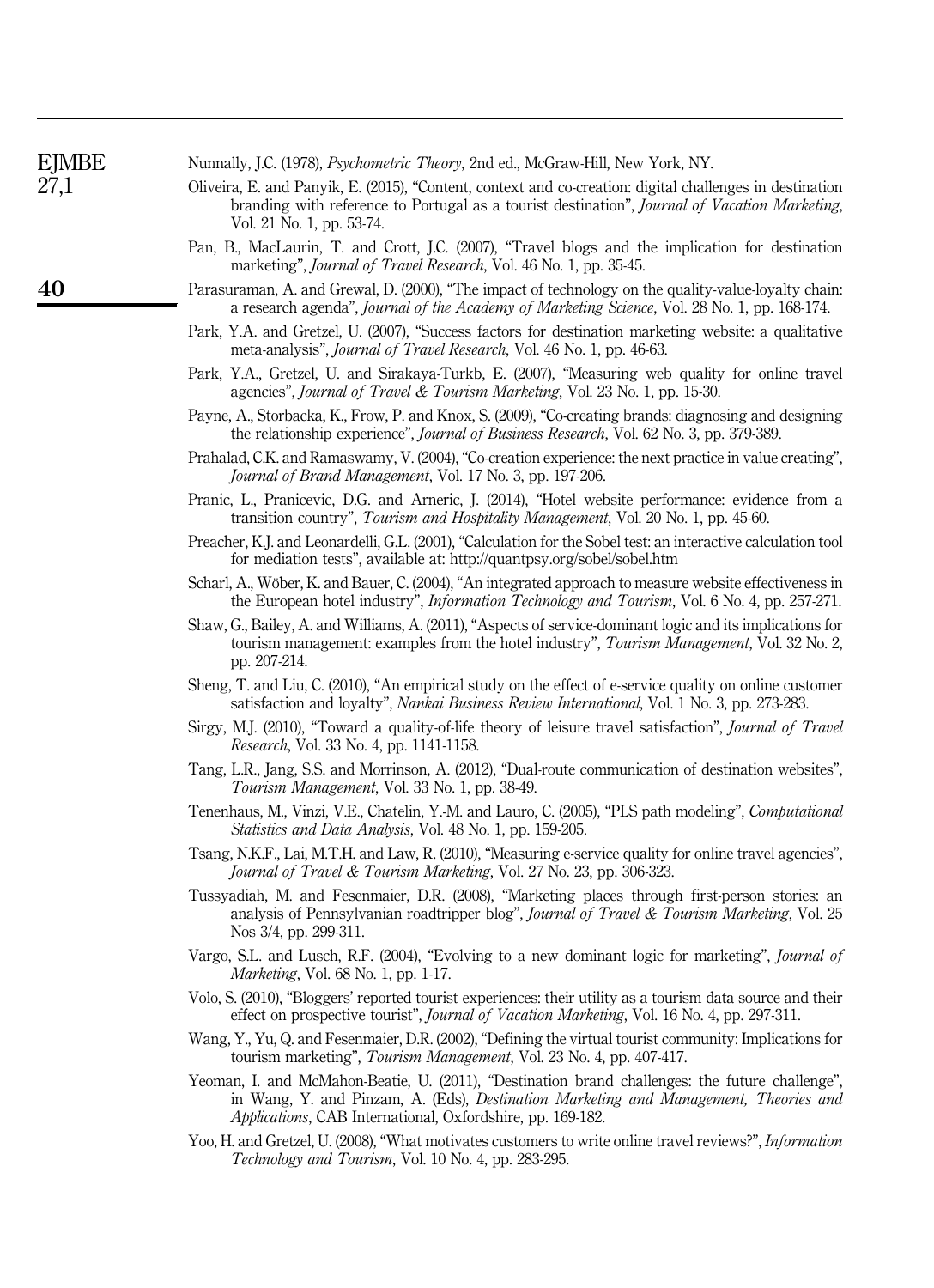Nunnally, J.C. (1978), *Psychometric Theory*, 2nd ed., McGraw-Hill, New York, NY.

Oliveira, E. and Panyik, E. (2015), "Content, context and co-creation: digital challenges in destination branding with reference to Portugal as a tourist destination", *Journal of Vacation Marketing*, Vol. 21 No. 1, pp. 53-74.

Pan, B., MacLaurin, T. and Crott, J.C. (2007), "Travel blogs and the implication for destination marketing", *Journal of Travel Research*, Vol. 46 No. 1, pp. 35-45.

Parasuraman, A. and Grewal, D. (2000), "The impact of technology on the quality-value-loyalty chain: a research agenda", *Journal of the Academy of Marketing Science*, Vol. 28 No. 1, pp. 168-174.

Park, Y.A. and Gretzel, U. (2007), "Success factors for destination marketing website: a qualitative meta-analysis", *Journal of Travel Research*, Vol. 46 No. 1, pp. 46-63.

Park, Y.A., Gretzel, U. and Sirakaya-Turkb, E. (2007), "Measuring web quality for online travel agencies", *Journal of Travel & Tourism Marketing*, Vol. 23 No. 1, pp. 15-30.

Payne, A., Storbacka, K., Frow, P. and Knox, S. (2009), "Co-creating brands: diagnosing and designing the relationship experience", *Journal of Business Research*, Vol. 62 No. 3, pp. 379-389.

Prahalad, C.K. and Ramaswamy, V. (2004), "Co-creation experience: the next practice in value creating", *Journal of Brand Management*, Vol. 17 No. 3, pp. 197-206.

Pranic, L., Pranicevic, D.G. and Arneric, J. (2014), "Hotel website performance: evidence from a transition country", *Tourism and Hospitality Management*, Vol. 20 No. 1, pp. 45-60.

Preacher, K.J. and Leonardelli, G.L. (2001), "Calculation for the Sobel test: an interactive calculation tool for mediation tests", available at: http://quantpsy.org/sobel/sobel.htm

Scharl, A., Wöber, K. and Bauer, C. (2004), "An integrated approach to measure website effectiveness in the European hotel industry", *Information Technology and Tourism*, Vol. 6 No. 4, pp. 257-271.

Shaw, G., Bailey, A. and Williams, A. (2011), "Aspects of service-dominant logic and its implications for tourism management: examples from the hotel industry", *Tourism Management*, Vol. 32 No. 2, pp. 207-214.

Sheng, T. and Liu, C. (2010), "An empirical study on the effect of e-service quality on online customer satisfaction and loyalty", *Nankai Business Review International*, Vol. 1 No. 3, pp. 273-283.

Sirgy, M.J. (2010), "Toward a quality-of-life theory of leisure travel satisfaction", *Journal of Travel Research*, Vol. 33 No. 4, pp. 1141-1158.

Tang, L.R., Jang, S.S. and Morrinson, A. (2012), "Dual-route communication of destination websites", *Tourism Management*, Vol. 33 No. 1, pp. 38-49.

Tenenhaus, M., Vinzi, V.E., Chatelin, Y.-M. and Lauro, C. (2005), "PLS path modeling", *Computational Statistics and Data Analysis*, Vol. 48 No. 1, pp. 159-205.

Tsang, N.K.F., Lai, M.T.H. and Law, R. (2010), "Measuring e-service quality for online travel agencies", *Journal of Travel & Tourism Marketing*, Vol. 27 No. 23, pp. 306-323.

Tussyadiah, M. and Fesenmaier, D.R. (2008), "Marketing places through first-person stories: an analysis of Pennsylvanian roadtripper blog", *Journal of Travel & Tourism Marketing*, Vol. 25 Nos 3/4, pp. 299-311.

Vargo, S.L. and Lusch, R.F. (2004), "Evolving to a new dominant logic for marketing", *Journal of Marketing*, Vol. 68 No. 1, pp. 1-17.

Volo, S. (2010), "Bloggers' reported tourist experiences: their utility as a tourism data source and their effect on prospective tourist", *Journal of Vacation Marketing*, Vol. 16 No. 4, pp. 297-311.

Wang, Y., Yu, Q. and Fesenmaier, D.R. (2002), "Defining the virtual tourist community: Implications for tourism marketing", *Tourism Management*, Vol. 23 No. 4, pp. 407-417.

Yeoman, I. and McMahon-Beatie, U. (2011), "Destination brand challenges: the future challenge", in Wang, Y. and Pinzam, A. (Eds), *Destination Marketing and Management, Theories and Applications*, CAB International, Oxfordshire, pp. 169-182.

Yoo, H. and Gretzel, U. (2008), "What motivates customers to write online travel reviews?", *Information Technology and Tourism*, Vol. 10 No. 4, pp. 283-295.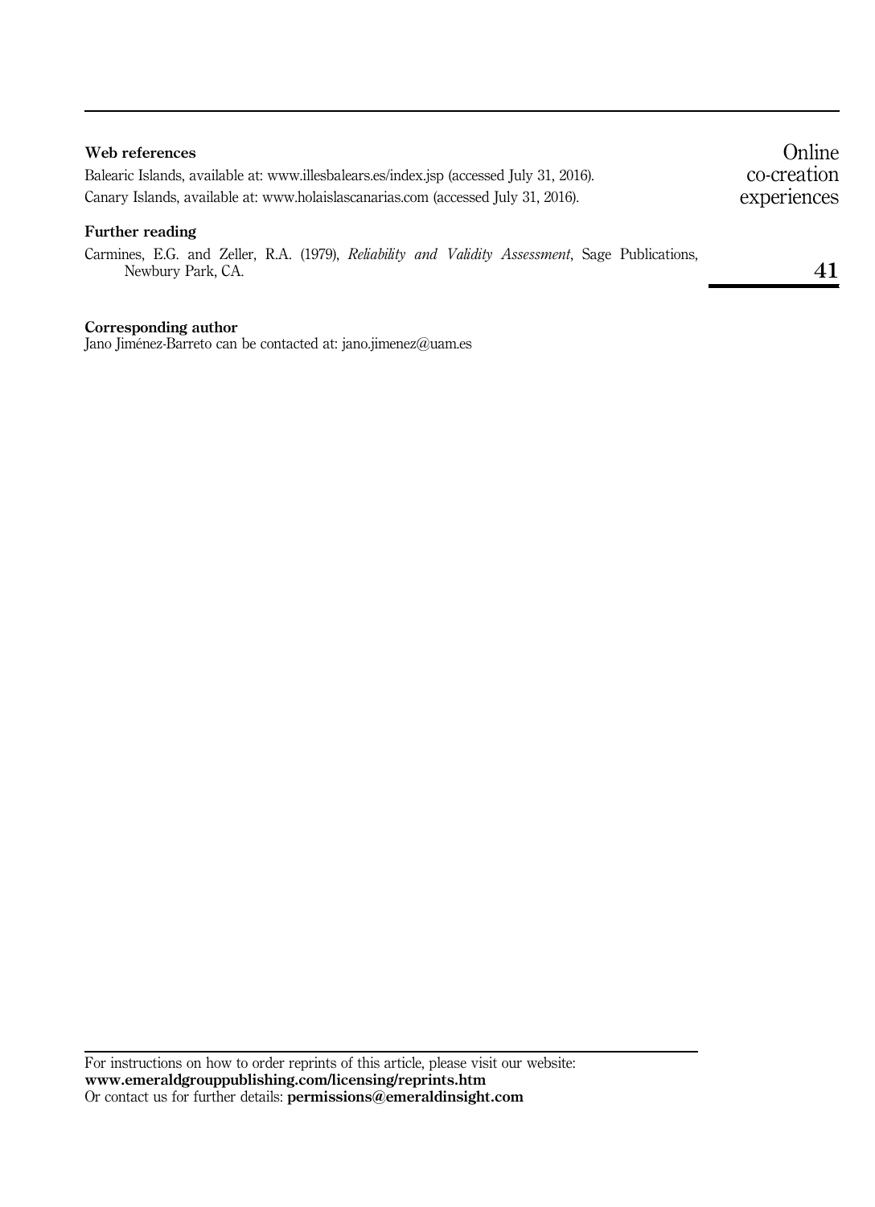## Web references

Balearic Islands, available at: www.illesbalears.es/index.jsp (accessed July 31, 2016).

Canary Islands, available at: www.holaislascanarias.com (accessed July 31, 2016).

## Further reading

Carmines, E.G. and Zeller, R.A. (1979), *Reliability and Validity Assessment*, Sage Publications, Newbury Park, CA.

## Corresponding author

Jano Jiménez-Barreto can be contacted at: jano.jimenez@uam.es

For instructions on how to order reprints of this article, please visit our website:
**www.emeraldgrouppublishing.com/licensing/reprints.htm**
Or contact us for further details: **permissions@emeraldinsight.com**